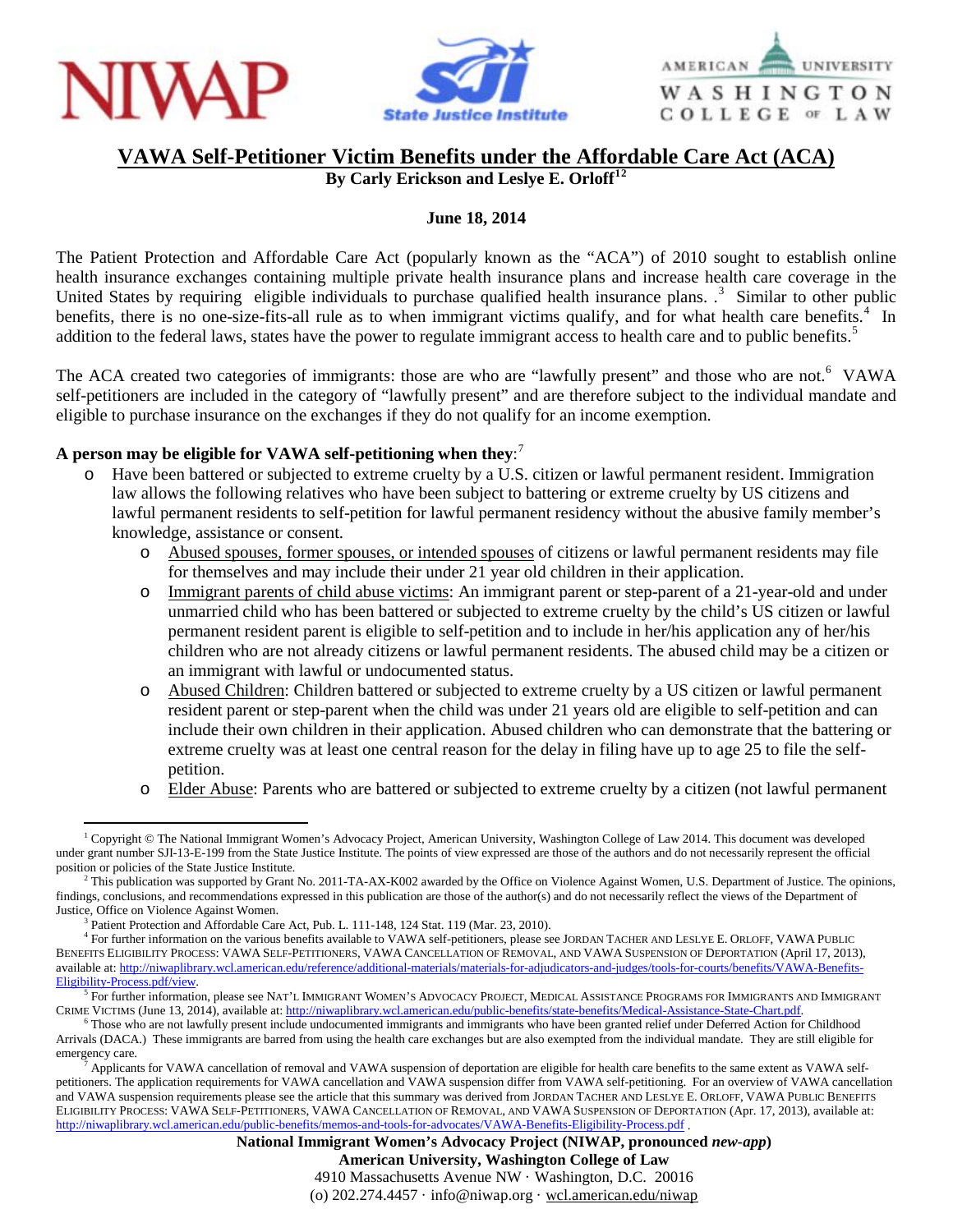# VAWA Self-Petitioner Victim Benefits under the Affordable Care Act (ACA)

**By Carly Erickson and Leslye E. Orloff[1][2]**

**June 18, 2014**

The Patient Protection and Affordable Care Act (popularly known as the "ACA") of 2010 sought to establish online health insurance exchanges containing multiple private health insurance plans and increase health care coverage in the United States by requiring eligible individuals to purchase qualified health insurance plans. .[3] Similar to other public benefits, there is no one-size-fits-all rule as to when immigrant victims qualify, and for what health care benefits.[4] In addition to the federal laws, states have the power to regulate immigrant access to health care and to public benefits.[5]

The ACA created two categories of immigrants: those are who are "lawfully present" and those who are not.[6] VAWA self-petitioners are included in the category of "lawfully present" and are therefore subject to the individual mandate and eligible to purchase insurance on the exchanges if they do not qualify for an income exemption.

**A person may be eligible for VAWA self-petitioning when they**:[7]

- Have been battered or subjected to extreme cruelty by a U.S. citizen or lawful permanent resident. Immigration law allows the following relatives who have been subject to battering or extreme cruelty by US citizens and lawful permanent residents to self-petition for lawful permanent residency without the abusive family member's knowledge, assistance or consent.
  - <u>Abused spouses, former spouses, or intended spouses</u> of citizens or lawful permanent residents may file for themselves and may include their under 21 year old children in their application.
  - <u>Immigrant parents of child abuse victims</u>: An immigrant parent or step-parent of a 21-year-old and under unmarried child who has been battered or subjected to extreme cruelty by the child's US citizen or lawful permanent resident parent is eligible to self-petition and to include in her/his application any of her/his children who are not already citizens or lawful permanent residents. The abused child may be a citizen or an immigrant with lawful or undocumented status.
  - <u>Abused Children</u>: Children battered or subjected to extreme cruelty by a US citizen or lawful permanent resident parent or step-parent when the child was under 21 years old are eligible to self-petition and can include their own children in their application. Abused children who can demonstrate that the battering or extreme cruelty was at least one central reason for the delay in filing have up to age 25 to file the self-petition.
  - <u>Elder Abuse</u>: Parents who are battered or subjected to extreme cruelty by a citizen (not lawful permanent

---

[1] Copyright © The National Immigrant Women's Advocacy Project, American University, Washington College of Law 2014. This document was developed under grant number SJI-13-E-199 from the State Justice Institute. The points of view expressed are those of the authors and do not necessarily represent the official position or policies of the State Justice Institute.

[2] This publication was supported by Grant No. 2011-TA-AX-K002 awarded by the Office on Violence Against Women, U.S. Department of Justice. The opinions, findings, conclusions, and recommendations expressed in this publication are those of the author(s) and do not necessarily reflect the views of the Department of Justice, Office on Violence Against Women.

[3] Patient Protection and Affordable Care Act, Pub. L. 111-148, 124 Stat. 119 (Mar. 23, 2010).

[4] For further information on the various benefits available to VAWA self-petitioners, please see JORDAN TACHER AND LESLYE E. ORLOFF, VAWA PUBLIC BENEFITS ELIGIBILITY PROCESS: VAWA SELF-PETITIONERS, VAWA CANCELLATION OF REMOVAL, AND VAWA SUSPENSION OF DEPORTATION (April 17, 2013), available at: http://niwaplibrary.wcl.american.edu/reference/additional-materials/materials-for-adjudicators-and-judges/tools-for-courts/benefits/VAWA-Benefits-Eligibility-Process.pdf/view.

[5] For further information, please see NAT'L IMMIGRANT WOMEN'S ADVOCACY PROJECT, MEDICAL ASSISTANCE PROGRAMS FOR IMMIGRANTS AND IMMIGRANT CRIME VICTIMS (June 13, 2014), available at: http://niwaplibrary.wcl.american.edu/public-benefits/state-benefits/Medical-Assistance-State-Chart.pdf.

[6] Those who are not lawfully present include undocumented immigrants and immigrants who have been granted relief under Deferred Action for Childhood Arrivals (DACA.) These immigrants are barred from using the health care exchanges but are also exempted from the individual mandate. They are still eligible for emergency care.

[7] Applicants for VAWA cancellation of removal and VAWA suspension of deportation are eligible for health care benefits to the same extent as VAWA self-petitioners. The application requirements for VAWA cancellation and VAWA suspension differ from VAWA self-petitioning. For an overview of VAWA cancellation and VAWA suspension requirements please see the article that this summary was derived from JORDAN TACHER AND LESLYE E. ORLOFF, VAWA PUBLIC BENEFITS ELIGIBILITY PROCESS: VAWA SELF-PETITIONERS, VAWA CANCELLATION OF REMOVAL, AND VAWA SUSPENSION OF DEPORTATION (Apr. 17, 2013), available at: http://niwaplibrary.wcl.american.edu/public-benefits/memos-and-tools-for-advocates/VAWA-Benefits-Eligibility-Process.pdf .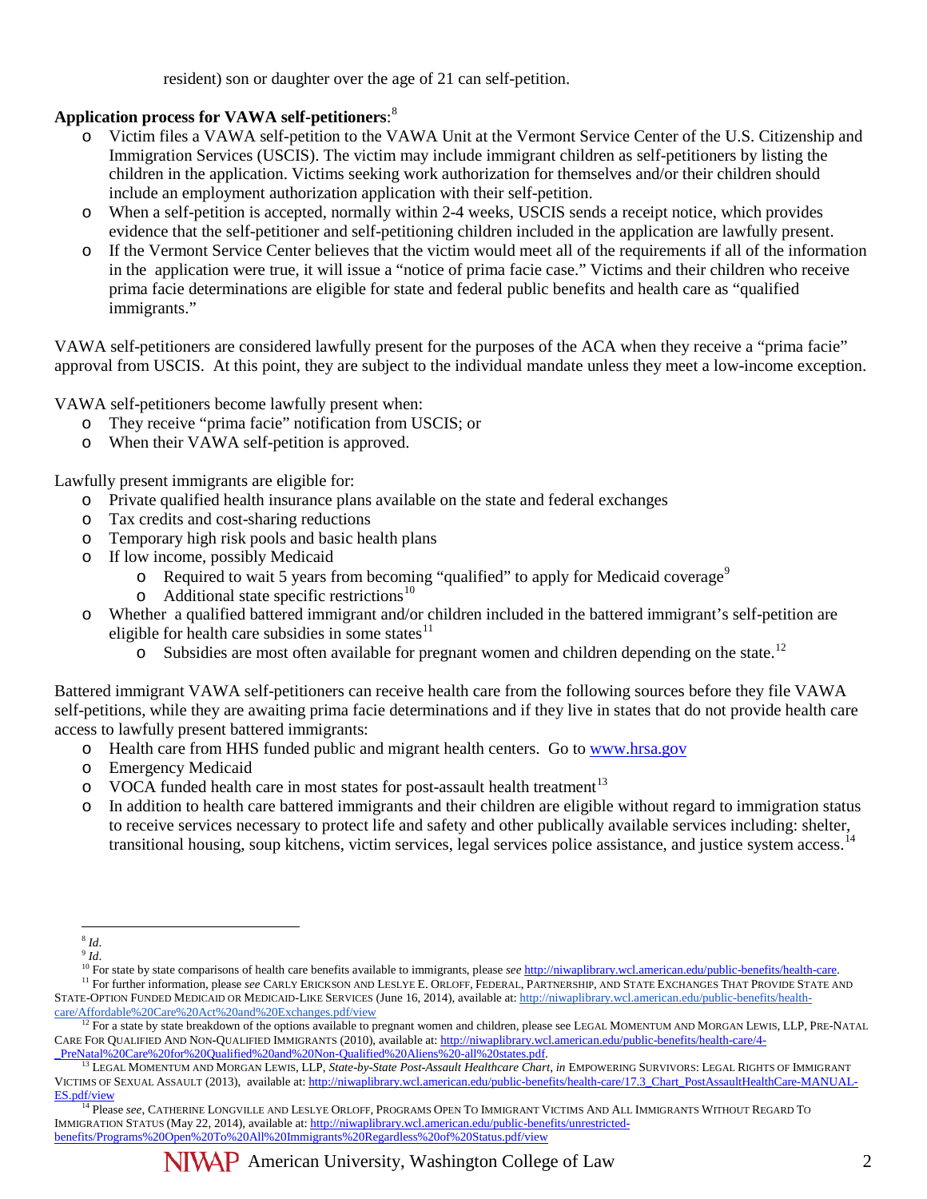resident) son or daughter over the age of 21 can self-petition.

**Application process for VAWA self-petitioners**:[8]

- Victim files a VAWA self-petition to the VAWA Unit at the Vermont Service Center of the U.S. Citizenship and Immigration Services (USCIS). The victim may include immigrant children as self-petitioners by listing the children in the application. Victims seeking work authorization for themselves and/or their children should include an employment authorization application with their self-petition.
- When a self-petition is accepted, normally within 2-4 weeks, USCIS sends a receipt notice, which provides evidence that the self-petitioner and self-petitioning children included in the application are lawfully present.
- If the Vermont Service Center believes that the victim would meet all of the requirements if all of the information in the application were true, it will issue a "notice of prima facie case." Victims and their children who receive prima facie determinations are eligible for state and federal public benefits and health care as "qualified immigrants."

VAWA self-petitioners are considered lawfully present for the purposes of the ACA when they receive a "prima facie" approval from USCIS. At this point, they are subject to the individual mandate unless they meet a low-income exception.

VAWA self-petitioners become lawfully present when:

- They receive "prima facie" notification from USCIS; or
- When their VAWA self-petition is approved.

Lawfully present immigrants are eligible for:

- Private qualified health insurance plans available on the state and federal exchanges
- Tax credits and cost-sharing reductions
- Temporary high risk pools and basic health plans
- If low income, possibly Medicaid
  - Required to wait 5 years from becoming "qualified" to apply for Medicaid coverage[9]
  - Additional state specific restrictions[10]
- Whether a qualified battered immigrant and/or children included in the battered immigrant's self-petition are eligible for health care subsidies in some states[11]
  - Subsidies are most often available for pregnant women and children depending on the state.[12]

Battered immigrant VAWA self-petitioners can receive health care from the following sources before they file VAWA self-petitions, while they are awaiting prima facie determinations and if they live in states that do not provide health care access to lawfully present battered immigrants:

- Health care from HHS funded public and migrant health centers. Go to www.hrsa.gov
- Emergency Medicaid
- VOCA funded health care in most states for post-assault health treatment[13]
- In addition to health care battered immigrants and their children are eligible without regard to immigration status to receive services necessary to protect life and safety and other publically available services including: shelter, transitional housing, soup kitchens, victim services, legal services police assistance, and justice system access.[14]

---

[8] *Id.*

[9] *Id.*

[10] For state by state comparisons of health care benefits available to immigrants, please *see* http://niwaplibrary.wcl.american.edu/public-benefits/health-care.

[11] For further information, please *see* Carly Erickson and Leslye E. Orloff, Federal, Partnership, and State Exchanges That Provide State and State-Option Funded Medicaid or Medicaid-Like Services (June 16, 2014), available at: http://niwaplibrary.wcl.american.edu/public-benefits/health-care/Affordable%20Care%20Act%20and%20Exchanges.pdf/view

[12] For a state by state breakdown of the options available to pregnant women and children, please see Legal Momentum and Morgan Lewis, LLP, Pre-Natal Care For Qualified And Non-Qualified Immigrants (2010), available at: http://niwaplibrary.wcl.american.edu/public-benefits/health-care/4-_PreNatal%20Care%20for%20Qualified%20and%20Non-Qualified%20Aliens%20-all%20states.pdf.

[13] Legal Momentum and Morgan Lewis, LLP, *State-by-State Post-Assault Healthcare Chart*, *in* Empowering Survivors: Legal Rights of Immigrant Victims of Sexual Assault (2013), available at: http://niwaplibrary.wcl.american.edu/public-benefits/health-care/17.3_Chart_PostAssaultHealthCare-MANUAL-ES.pdf/view

[14] Please *see*, Catherine Longville and Leslye Orloff, Programs Open To Immigrant Victims And All Immigrants Without Regard To Immigration Status (May 22, 2014), available at: http://niwaplibrary.wcl.american.edu/public-benefits/unrestricted-benefits/Programs%20Open%20To%20All%20Immigrants%20Regardless%20of%20Status.pdf/view